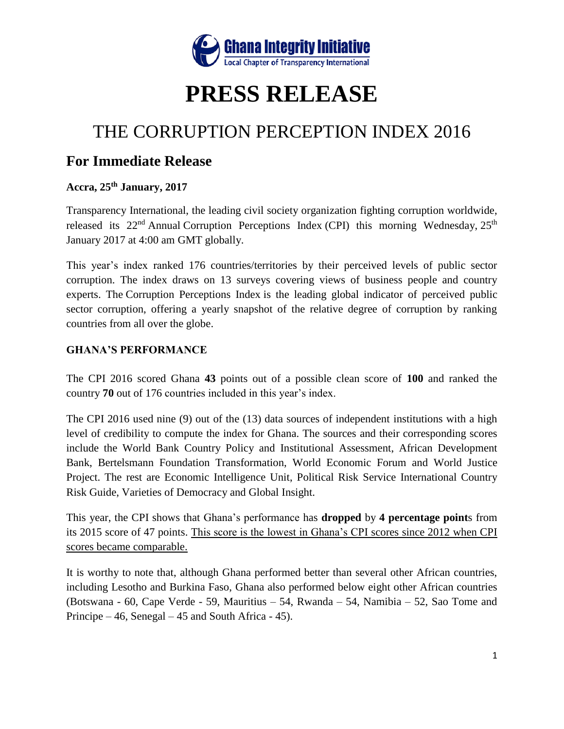**Ghana Integrity Initiative**
Local Chapter of Transparency International

# PRESS RELEASE

## THE CORRUPTION PERCEPTION INDEX 2016

## For Immediate Release

**Accra, 25th January, 2017**

Transparency International, the leading civil society organization fighting corruption worldwide, released its 22nd Annual Corruption Perceptions Index (CPI) this morning Wednesday, 25th January 2017 at 4:00 am GMT globally.

This year's index ranked 176 countries/territories by their perceived levels of public sector corruption. The index draws on 13 surveys covering views of business people and country experts. The Corruption Perceptions Index is the leading global indicator of perceived public sector corruption, offering a yearly snapshot of the relative degree of corruption by ranking countries from all over the globe.

### GHANA'S PERFORMANCE

The CPI 2016 scored Ghana **43** points out of a possible clean score of **100** and ranked the country **70** out of 176 countries included in this year's index.

The CPI 2016 used nine (9) out of the (13) data sources of independent institutions with a high level of credibility to compute the index for Ghana. The sources and their corresponding scores include the World Bank Country Policy and Institutional Assessment, African Development Bank, Bertelsmann Foundation Transformation, World Economic Forum and World Justice Project. The rest are Economic Intelligence Unit, Political Risk Service International Country Risk Guide, Varieties of Democracy and Global Insight.

This year, the CPI shows that Ghana's performance has **dropped** by **4 percentage points** from its 2015 score of 47 points. <u>This score is the lowest in Ghana's CPI scores since 2012 when CPI scores became comparable.</u>

It is worthy to note that, although Ghana performed better than several other African countries, including Lesotho and Burkina Faso, Ghana also performed below eight other African countries (Botswana - 60, Cape Verde - 59, Mauritius – 54, Rwanda – 54, Namibia – 52, Sao Tome and Principe – 46, Senegal – 45 and South Africa - 45).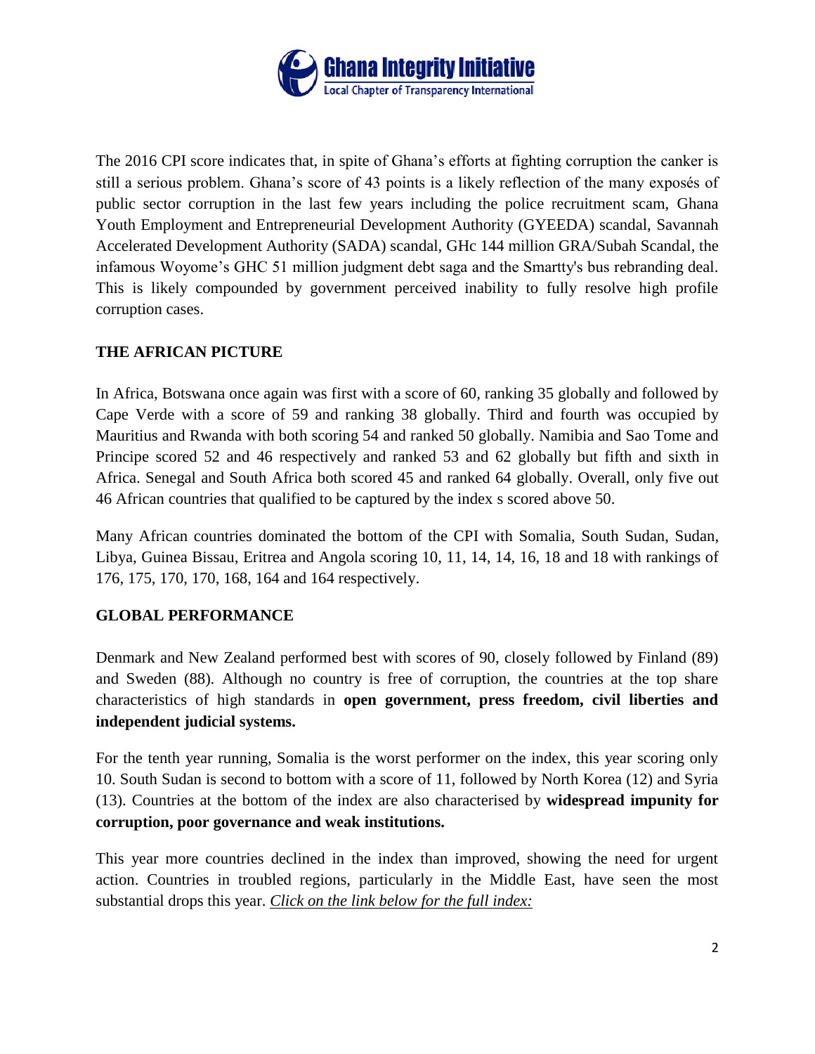The 2016 CPI score indicates that, in spite of Ghana's efforts at fighting corruption the canker is still a serious problem. Ghana's score of 43 points is a likely reflection of the many exposés of public sector corruption in the last few years including the police recruitment scam, Ghana Youth Employment and Entrepreneurial Development Authority (GYEEDA) scandal, Savannah Accelerated Development Authority (SADA) scandal, GHc 144 million GRA/Subah Scandal, the infamous Woyome's GHC 51 million judgment debt saga and the Smartty's bus rebranding deal. This is likely compounded by government perceived inability to fully resolve high profile corruption cases.

## THE AFRICAN PICTURE

In Africa, Botswana once again was first with a score of 60, ranking 35 globally and followed by Cape Verde with a score of 59 and ranking 38 globally. Third and fourth was occupied by Mauritius and Rwanda with both scoring 54 and ranked 50 globally. Namibia and Sao Tome and Principe scored 52 and 46 respectively and ranked 53 and 62 globally but fifth and sixth in Africa. Senegal and South Africa both scored 45 and ranked 64 globally. Overall, only five out 46 African countries that qualified to be captured by the index s scored above 50.

Many African countries dominated the bottom of the CPI with Somalia, South Sudan, Sudan, Libya, Guinea Bissau, Eritrea and Angola scoring 10, 11, 14, 14, 16, 18 and 18 with rankings of 176, 175, 170, 170, 168, 164 and 164 respectively.

## GLOBAL PERFORMANCE

Denmark and New Zealand performed best with scores of 90, closely followed by Finland (89) and Sweden (88). Although no country is free of corruption, the countries at the top share characteristics of high standards in **open government, press freedom, civil liberties and independent judicial systems.**

For the tenth year running, Somalia is the worst performer on the index, this year scoring only 10. South Sudan is second to bottom with a score of 11, followed by North Korea (12) and Syria (13). Countries at the bottom of the index are also characterised by **widespread impunity for corruption, poor governance and weak institutions.**

This year more countries declined in the index than improved, showing the need for urgent action. Countries in troubled regions, particularly in the Middle East, have seen the most substantial drops this year. *Click on the link below for the full index:*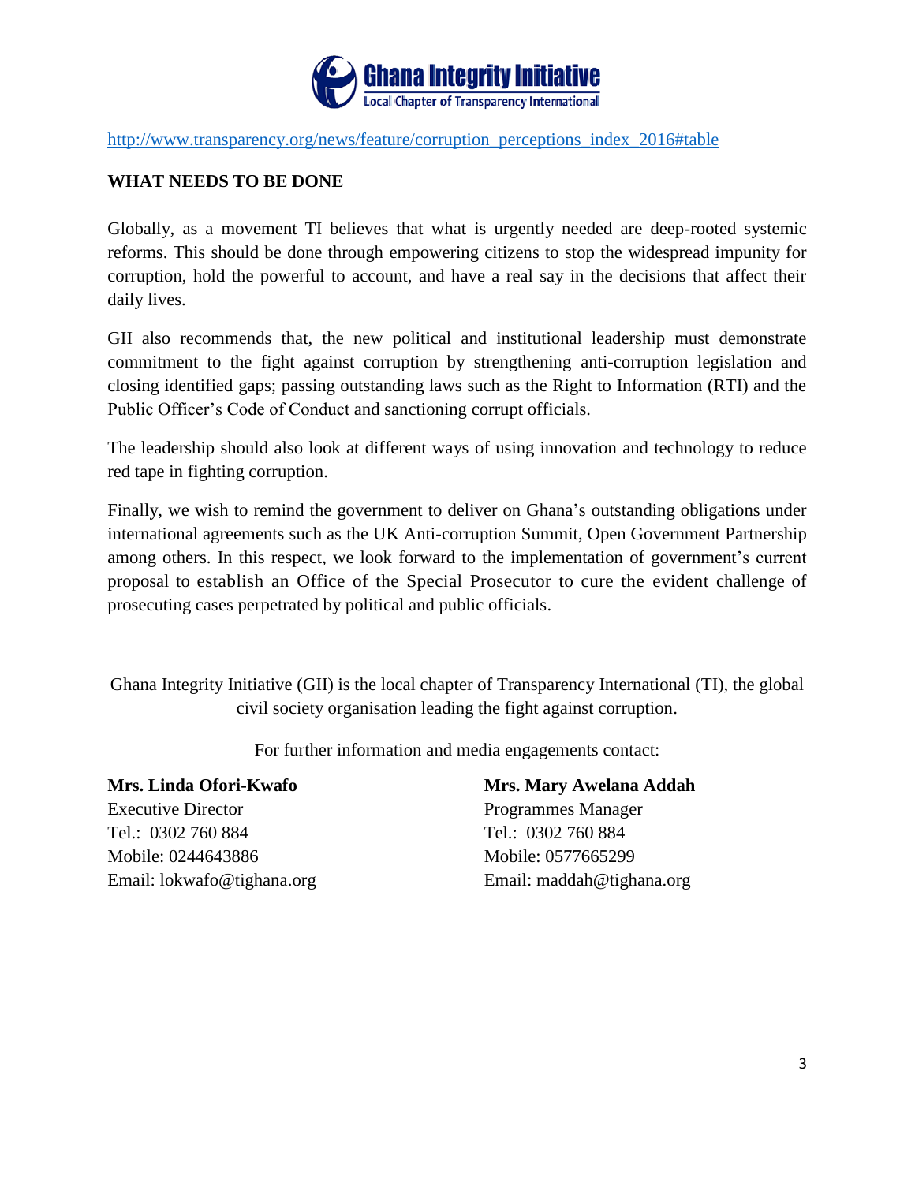http://www.transparency.org/news/feature/corruption_perceptions_index_2016#table

## WHAT NEEDS TO BE DONE

Globally, as a movement TI believes that what is urgently needed are deep-rooted systemic reforms. This should be done through empowering citizens to stop the widespread impunity for corruption, hold the powerful to account, and have a real say in the decisions that affect their daily lives.

GII also recommends that, the new political and institutional leadership must demonstrate commitment to the fight against corruption by strengthening anti-corruption legislation and closing identified gaps; passing outstanding laws such as the Right to Information (RTI) and the Public Officer's Code of Conduct and sanctioning corrupt officials.

The leadership should also look at different ways of using innovation and technology to reduce red tape in fighting corruption.

Finally, we wish to remind the government to deliver on Ghana's outstanding obligations under international agreements such as the UK Anti-corruption Summit, Open Government Partnership among others. In this respect, we look forward to the implementation of government's current proposal to establish an Office of the Special Prosecutor to cure the evident challenge of prosecuting cases perpetrated by political and public officials.

---

Ghana Integrity Initiative (GII) is the local chapter of Transparency International (TI), the global civil society organisation leading the fight against corruption.

For further information and media engagements contact:

**Mrs. Linda Ofori-Kwafo**
Executive Director
Tel.: 0302 760 884
Mobile: 0244643886
Email: lokwafo@tighana.org

**Mrs. Mary Awelana Addah**
Programmes Manager
Tel.: 0302 760 884
Mobile: 0577665299
Email: maddah@tighana.org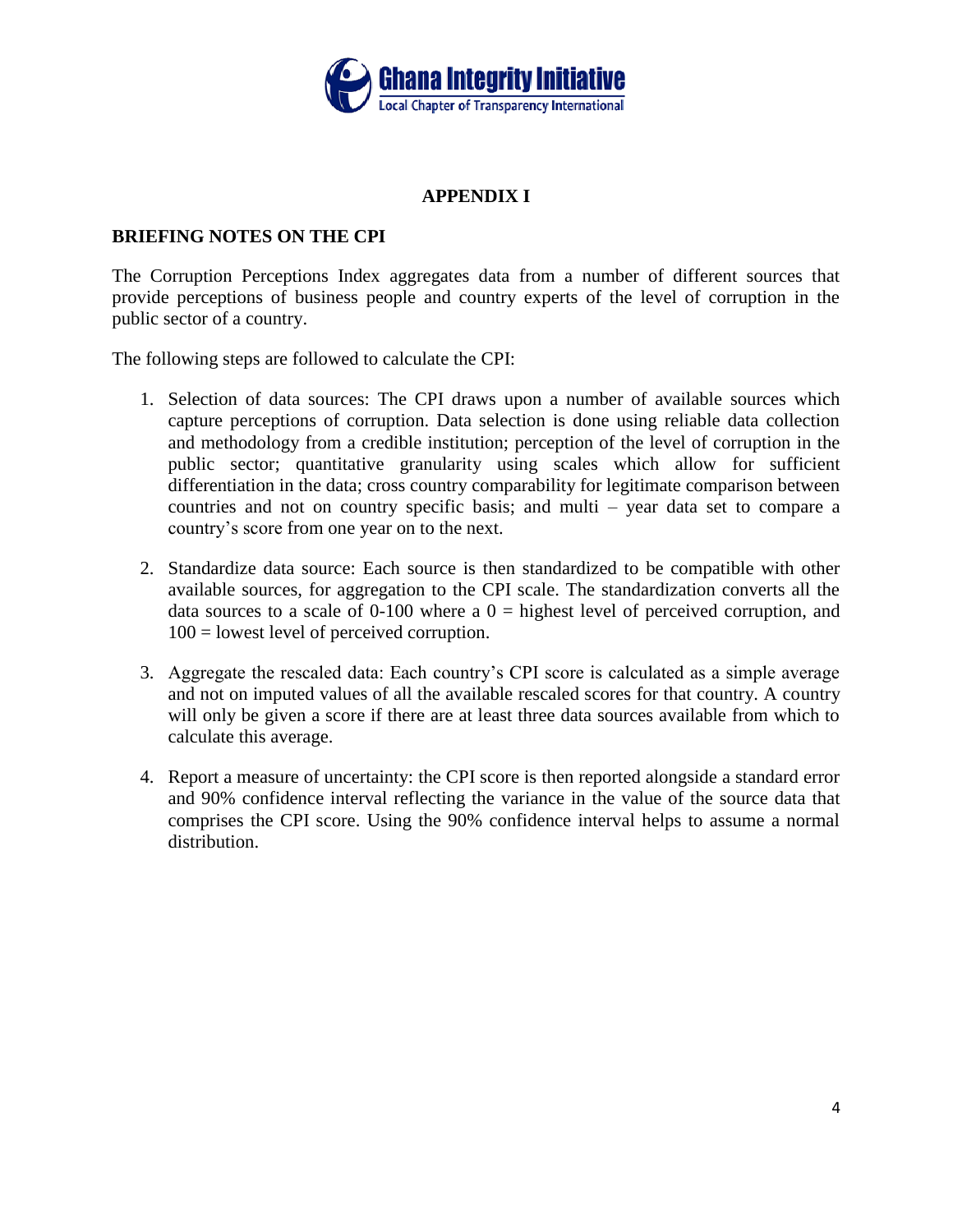## APPENDIX I

### BRIEFING NOTES ON THE CPI

The Corruption Perceptions Index aggregates data from a number of different sources that provide perceptions of business people and country experts of the level of corruption in the public sector of a country.

The following steps are followed to calculate the CPI:

1. Selection of data sources: The CPI draws upon a number of available sources which capture perceptions of corruption. Data selection is done using reliable data collection and methodology from a credible institution; perception of the level of corruption in the public sector; quantitative granularity using scales which allow for sufficient differentiation in the data; cross country comparability for legitimate comparison between countries and not on country specific basis; and multi – year data set to compare a country's score from one year on to the next.

2. Standardize data source: Each source is then standardized to be compatible with other available sources, for aggregation to the CPI scale. The standardization converts all the data sources to a scale of 0-100 where a 0 = highest level of perceived corruption, and 100 = lowest level of perceived corruption.

3. Aggregate the rescaled data: Each country's CPI score is calculated as a simple average and not on imputed values of all the available rescaled scores for that country. A country will only be given a score if there are at least three data sources available from which to calculate this average.

4. Report a measure of uncertainty: the CPI score is then reported alongside a standard error and 90% confidence interval reflecting the variance in the value of the source data that comprises the CPI score. Using the 90% confidence interval helps to assume a normal distribution.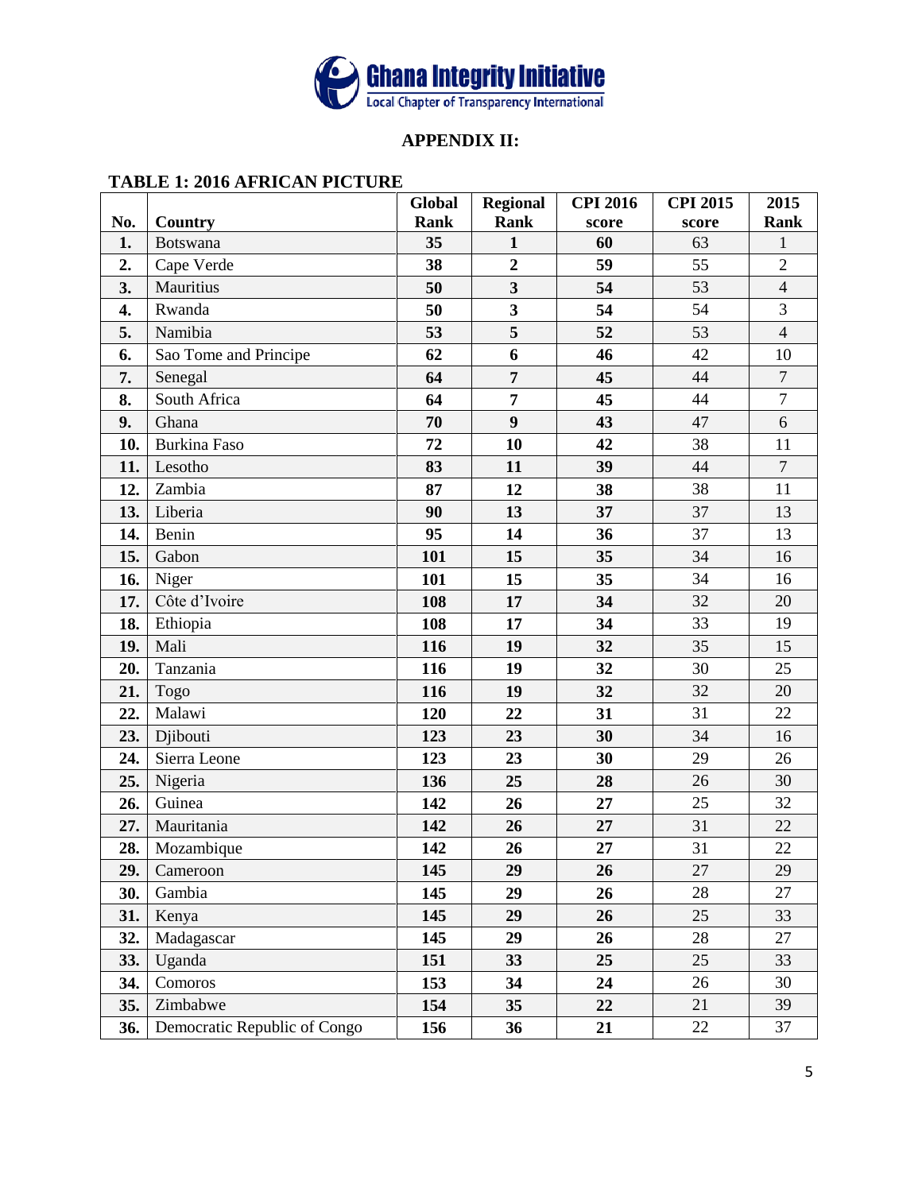**Ghana Integrity Initiative**
Local Chapter of Transparency International

## APPENDIX II:

### TABLE 1: 2016 AFRICAN PICTURE

| No. | Country | Global Rank | Regional Rank | CPI 2016 score | CPI 2015 score | 2015 Rank |
|---|---|---|---|---|---|---|
| **1.** | Botswana | **35** | **1** | **60** | 63 | 1 |
| **2.** | Cape Verde | **38** | **2** | **59** | 55 | 2 |
| **3.** | Mauritius | **50** | **3** | **54** | 53 | 4 |
| **4.** | Rwanda | **50** | **3** | **54** | 54 | 3 |
| **5.** | Namibia | **53** | **5** | **52** | 53 | 4 |
| **6.** | Sao Tome and Principe | **62** | **6** | **46** | 42 | 10 |
| **7.** | Senegal | **64** | **7** | **45** | 44 | 7 |
| **8.** | South Africa | **64** | **7** | **45** | 44 | 7 |
| **9.** | Ghana | **70** | **9** | **43** | 47 | 6 |
| **10.** | Burkina Faso | **72** | **10** | **42** | 38 | 11 |
| **11.** | Lesotho | **83** | **11** | **39** | 44 | 7 |
| **12.** | Zambia | **87** | **12** | **38** | 38 | 11 |
| **13.** | Liberia | **90** | **13** | **37** | 37 | 13 |
| **14.** | Benin | **95** | **14** | **36** | 37 | 13 |
| **15.** | Gabon | **101** | **15** | **35** | 34 | 16 |
| **16.** | Niger | **101** | **15** | **35** | 34 | 16 |
| **17.** | Côte d'Ivoire | **108** | **17** | **34** | 32 | 20 |
| **18.** | Ethiopia | **108** | **17** | **34** | 33 | 19 |
| **19.** | Mali | **116** | **19** | **32** | 35 | 15 |
| **20.** | Tanzania | **116** | **19** | **32** | 30 | 25 |
| **21.** | Togo | **116** | **19** | **32** | 32 | 20 |
| **22.** | Malawi | **120** | **22** | **31** | 31 | 22 |
| **23.** | Djibouti | **123** | **23** | **30** | 34 | 16 |
| **24.** | Sierra Leone | **123** | **23** | **30** | 29 | 26 |
| **25.** | Nigeria | **136** | **25** | **28** | 26 | 30 |
| **26.** | Guinea | **142** | **26** | **27** | 25 | 32 |
| **27.** | Mauritania | **142** | **26** | **27** | 31 | 22 |
| **28.** | Mozambique | **142** | **26** | **27** | 31 | 22 |
| **29.** | Cameroon | **145** | **29** | **26** | 27 | 29 |
| **30.** | Gambia | **145** | **29** | **26** | 28 | 27 |
| **31.** | Kenya | **145** | **29** | **26** | 25 | 33 |
| **32.** | Madagascar | **145** | **29** | **26** | 28 | 27 |
| **33.** | Uganda | **151** | **33** | **25** | 25 | 33 |
| **34.** | Comoros | **153** | **34** | **24** | 26 | 30 |
| **35.** | Zimbabwe | **154** | **35** | **22** | 21 | 39 |
| **36.** | Democratic Republic of Congo | **156** | **36** | **21** | 22 | 37 |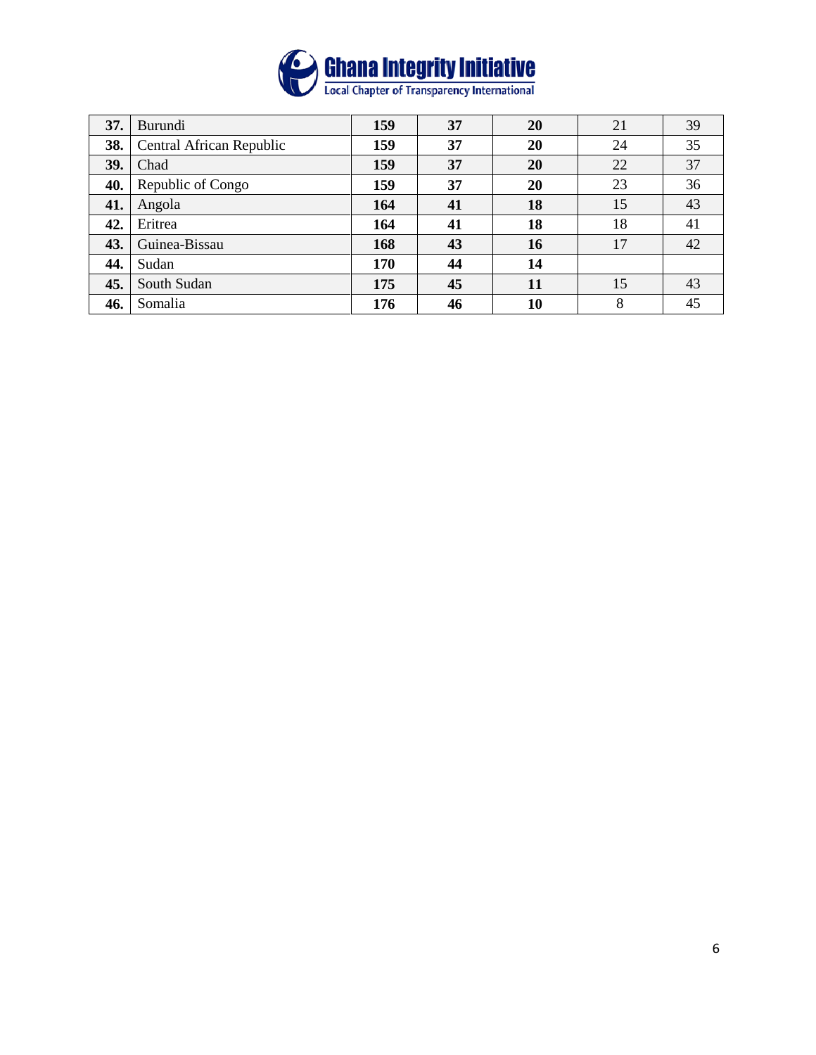| | | | | | | |
|---|---|---|---|---|---|---|
| **37.** | Burundi | **159** | **37** | **20** | 21 | 39 |
| **38.** | Central African Republic | **159** | **37** | **20** | 24 | 35 |
| **39.** | Chad | **159** | **37** | **20** | 22 | 37 |
| **40.** | Republic of Congo | **159** | **37** | **20** | 23 | 36 |
| **41.** | Angola | **164** | **41** | **18** | 15 | 43 |
| **42.** | Eritrea | **164** | **41** | **18** | 18 | 41 |
| **43.** | Guinea-Bissau | **168** | **43** | **16** | 17 | 42 |
| **44.** | Sudan | **170** | **44** | **14** | | |
| **45.** | South Sudan | **175** | **45** | **11** | 15 | 43 |
| **46.** | Somalia | **176** | **46** | **10** | 8 | 45 |